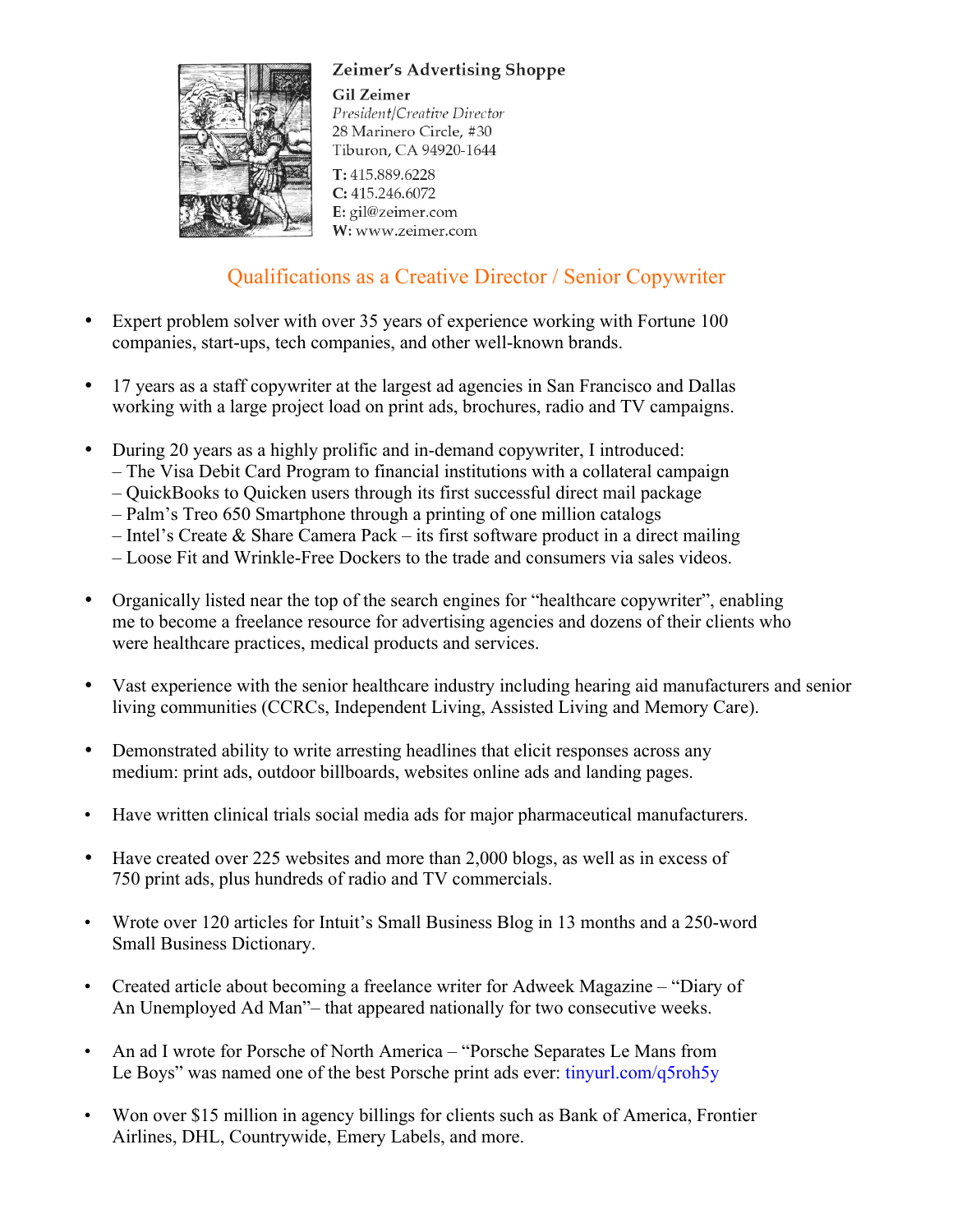**Zeimer's Advertising Shoppe**

**Gil Zeimer**
*President/Creative Director*
28 Marinero Circle, #30
Tiburon, CA 94920-1644

**T:** 415.889.6228
**C:** 415.246.6072
**E:** gil@zeimer.com
**W:** www.zeimer.com

## Qualifications as a Creative Director / Senior Copywriter

- Expert problem solver with over 35 years of experience working with Fortune 100 companies, start-ups, tech companies, and other well-known brands.

- 17 years as a staff copywriter at the largest ad agencies in San Francisco and Dallas working with a large project load on print ads, brochures, radio and TV campaigns.

- During 20 years as a highly prolific and in-demand copywriter, I introduced:
  – The Visa Debit Card Program to financial institutions with a collateral campaign
  – QuickBooks to Quicken users through its first successful direct mail package
  – Palm's Treo 650 Smartphone through a printing of one million catalogs
  – Intel's Create & Share Camera Pack – its first software product in a direct mailing
  – Loose Fit and Wrinkle-Free Dockers to the trade and consumers via sales videos.

- Organically listed near the top of the search engines for "healthcare copywriter", enabling me to become a freelance resource for advertising agencies and dozens of their clients who were healthcare practices, medical products and services.

- Vast experience with the senior healthcare industry including hearing aid manufacturers and senior living communities (CCRCs, Independent Living, Assisted Living and Memory Care).

- Demonstrated ability to write arresting headlines that elicit responses across any medium: print ads, outdoor billboards, websites online ads and landing pages.

- Have written clinical trials social media ads for major pharmaceutical manufacturers.

- Have created over 225 websites and more than 2,000 blogs, as well as in excess of 750 print ads, plus hundreds of radio and TV commercials.

- Wrote over 120 articles for Intuit's Small Business Blog in 13 months and a 250-word Small Business Dictionary.

- Created article about becoming a freelance writer for Adweek Magazine – "Diary of An Unemployed Ad Man"– that appeared nationally for two consecutive weeks.

- An ad I wrote for Porsche of North America – "Porsche Separates Le Mans from Le Boys" was named one of the best Porsche print ads ever: tinyurl.com/q5roh5y

- Won over $15 million in agency billings for clients such as Bank of America, Frontier Airlines, DHL, Countrywide, Emery Labels, and more.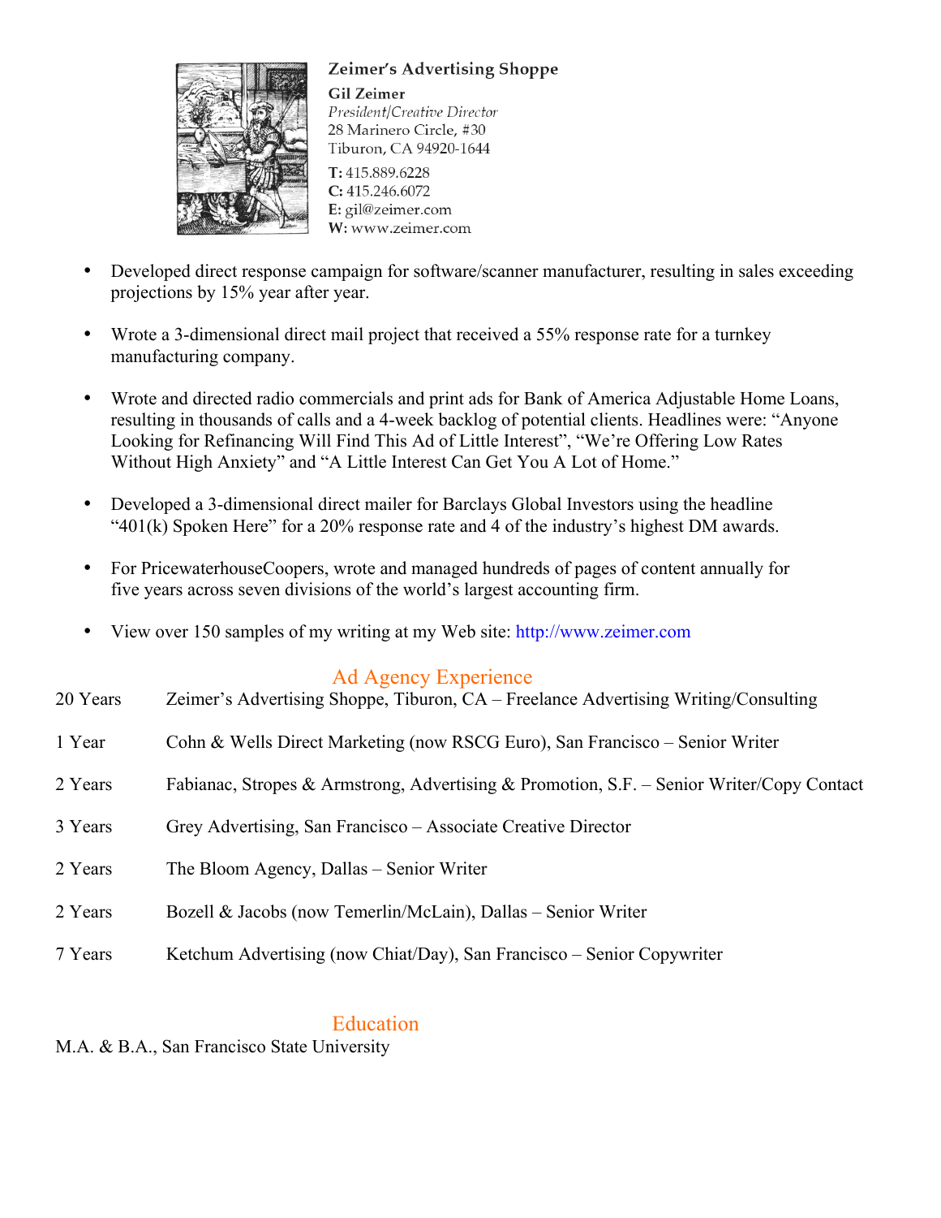**Zeimer's Advertising Shoppe**
**Gil Zeimer**
*President/Creative Director*
28 Marinero Circle, #30
Tiburon, CA 94920-1644
**T:** 415.889.6228
**C:** 415.246.6072
**E:** gil@zeimer.com
**W:** www.zeimer.com

- Developed direct response campaign for software/scanner manufacturer, resulting in sales exceeding projections by 15% year after year.
- Wrote a 3-dimensional direct mail project that received a 55% response rate for a turnkey manufacturing company.
- Wrote and directed radio commercials and print ads for Bank of America Adjustable Home Loans, resulting in thousands of calls and a 4-week backlog of potential clients. Headlines were: "Anyone Looking for Refinancing Will Find This Ad of Little Interest", "We're Offering Low Rates Without High Anxiety" and "A Little Interest Can Get You A Lot of Home."
- Developed a 3-dimensional direct mailer for Barclays Global Investors using the headline "401(k) Spoken Here" for a 20% response rate and 4 of the industry's highest DM awards.
- For PricewaterhouseCoopers, wrote and managed hundreds of pages of content annually for five years across seven divisions of the world's largest accounting firm.
- View over 150 samples of my writing at my Web site: http://www.zeimer.com

## Ad Agency Experience

20 Years — Zeimer's Advertising Shoppe, Tiburon, CA – Freelance Advertising Writing/Consulting

1 Year — Cohn & Wells Direct Marketing (now RSCG Euro), San Francisco – Senior Writer

2 Years — Fabianac, Stropes & Armstrong, Advertising & Promotion, S.F. – Senior Writer/Copy Contact

3 Years — Grey Advertising, San Francisco – Associate Creative Director

2 Years — The Bloom Agency, Dallas – Senior Writer

2 Years — Bozell & Jacobs (now Temerlin/McLain), Dallas – Senior Writer

7 Years — Ketchum Advertising (now Chiat/Day), San Francisco – Senior Copywriter

## Education

M.A. & B.A., San Francisco State University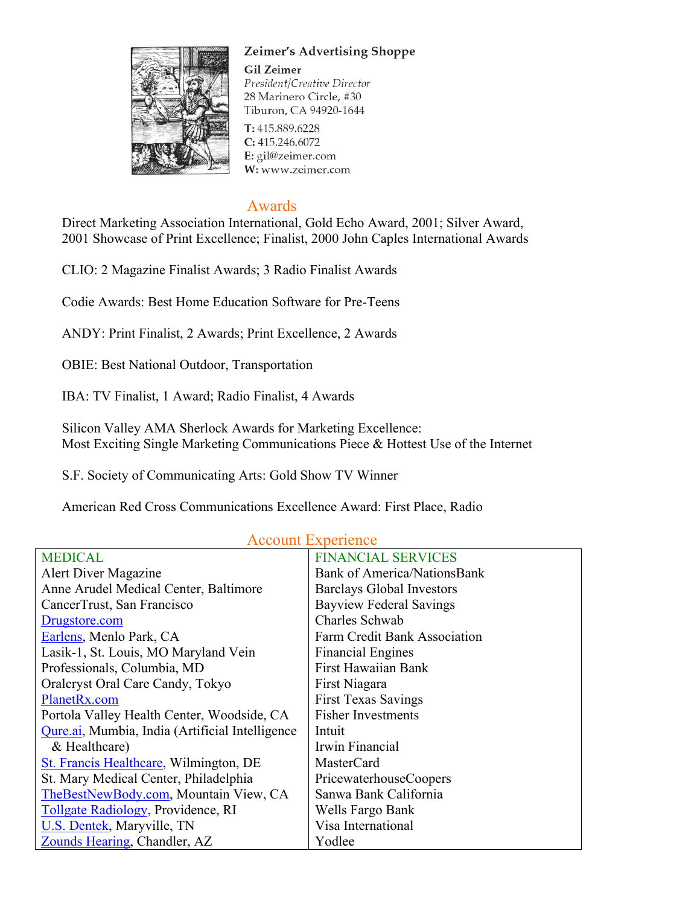**Zeimer's Advertising Shoppe**

**Gil Zeimer**
*President/Creative Director*
28 Marinero Circle, #30
Tiburon, CA 94920-1644

**T:** 415.889.6228
**C:** 415.246.6072
**E:** gil@zeimer.com
**W:** www.zeimer.com

## Awards

Direct Marketing Association International, Gold Echo Award, 2001; Silver Award, 2001 Showcase of Print Excellence; Finalist, 2000 John Caples International Awards

CLIO: 2 Magazine Finalist Awards; 3 Radio Finalist Awards

Codie Awards: Best Home Education Software for Pre-Teens

ANDY: Print Finalist, 2 Awards; Print Excellence, 2 Awards

OBIE: Best National Outdoor, Transportation

IBA: TV Finalist, 1 Award; Radio Finalist, 4 Awards

Silicon Valley AMA Sherlock Awards for Marketing Excellence:
Most Exciting Single Marketing Communications Piece & Hottest Use of the Internet

S.F. Society of Communicating Arts: Gold Show TV Winner

American Red Cross Communications Excellence Award: First Place, Radio

## Account Experience

| MEDICAL | FINANCIAL SERVICES |
|---|---|
| Alert Diver Magazine | Bank of America/NationsBank |
| Anne Arudel Medical Center, Baltimore | Barclays Global Investors |
| CancerTrust, San Francisco | Bayview Federal Savings |
| Drugstore.com | Charles Schwab |
| Earlens, Menlo Park, CA | Farm Credit Bank Association |
| Lasik-1, St. Louis, MO Maryland Vein Professionals, Columbia, MD | Financial Engines |
| | First Hawaiian Bank |
| Oralcryst Oral Care Candy, Tokyo | First Niagara |
| PlanetRx.com | First Texas Savings |
| Portola Valley Health Center, Woodside, CA | Fisher Investments |
| Qure.ai, Mumbia, India (Artificial Intelligence & Healthcare) | Intuit |
| | Irwin Financial |
| St. Francis Healthcare, Wilmington, DE | MasterCard |
| St. Mary Medical Center, Philadelphia | PricewaterhouseCoopers |
| TheBestNewBody.com, Mountain View, CA | Sanwa Bank California |
| Tollgate Radiology, Providence, RI | Wells Fargo Bank |
| U.S. Dentek, Maryville, TN | Visa International |
| Zounds Hearing, Chandler, AZ | Yodlee |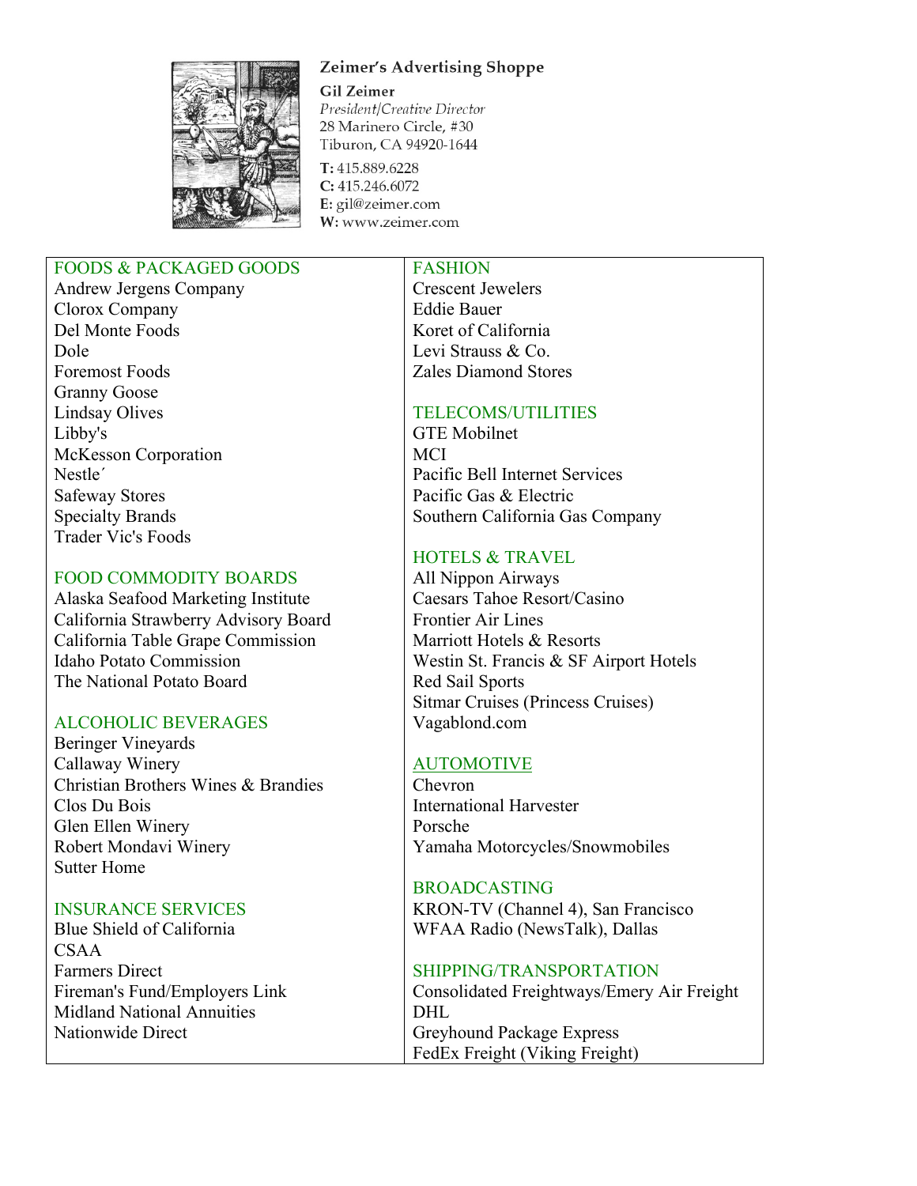**Zeimer's Advertising Shoppe**

**Gil Zeimer**
*President/Creative Director*
28 Marinero Circle, #30
Tiburon, CA 94920-1644

**T:** 415.889.6228
**C:** 415.246.6072
**E:** gil@zeimer.com
**W:** www.zeimer.com

## FOODS & PACKAGED GOODS

Andrew Jergens Company
Clorox Company
Del Monte Foods
Dole
Foremost Foods
Granny Goose
Lindsay Olives
Libby's
McKesson Corporation
Nestle´
Safeway Stores
Specialty Brands
Trader Vic's Foods

## FOOD COMMODITY BOARDS

Alaska Seafood Marketing Institute
California Strawberry Advisory Board
California Table Grape Commission
Idaho Potato Commission
The National Potato Board

## ALCOHOLIC BEVERAGES

Beringer Vineyards
Callaway Winery
Christian Brothers Wines & Brandies
Clos Du Bois
Glen Ellen Winery
Robert Mondavi Winery
Sutter Home

## INSURANCE SERVICES

Blue Shield of California
CSAA
Farmers Direct
Fireman's Fund/Employers Link
Midland National Annuities
Nationwide Direct

## FASHION

Crescent Jewelers
Eddie Bauer
Koret of California
Levi Strauss & Co.
Zales Diamond Stores

## TELECOMS/UTILITIES

GTE Mobilnet
MCI
Pacific Bell Internet Services
Pacific Gas & Electric
Southern California Gas Company

## HOTELS & TRAVEL

All Nippon Airways
Caesars Tahoe Resort/Casino
Frontier Air Lines
Marriott Hotels & Resorts
Westin St. Francis & SF Airport Hotels
Red Sail Sports
Sitmar Cruises (Princess Cruises)
Vagablond.com

## AUTOMOTIVE

Chevron
International Harvester
Porsche
Yamaha Motorcycles/Snowmobiles

## BROADCASTING

KRON-TV (Channel 4), San Francisco
WFAA Radio (NewsTalk), Dallas

## SHIPPING/TRANSPORTATION

Consolidated Freightways/Emery Air Freight
DHL
Greyhound Package Express
FedEx Freight (Viking Freight)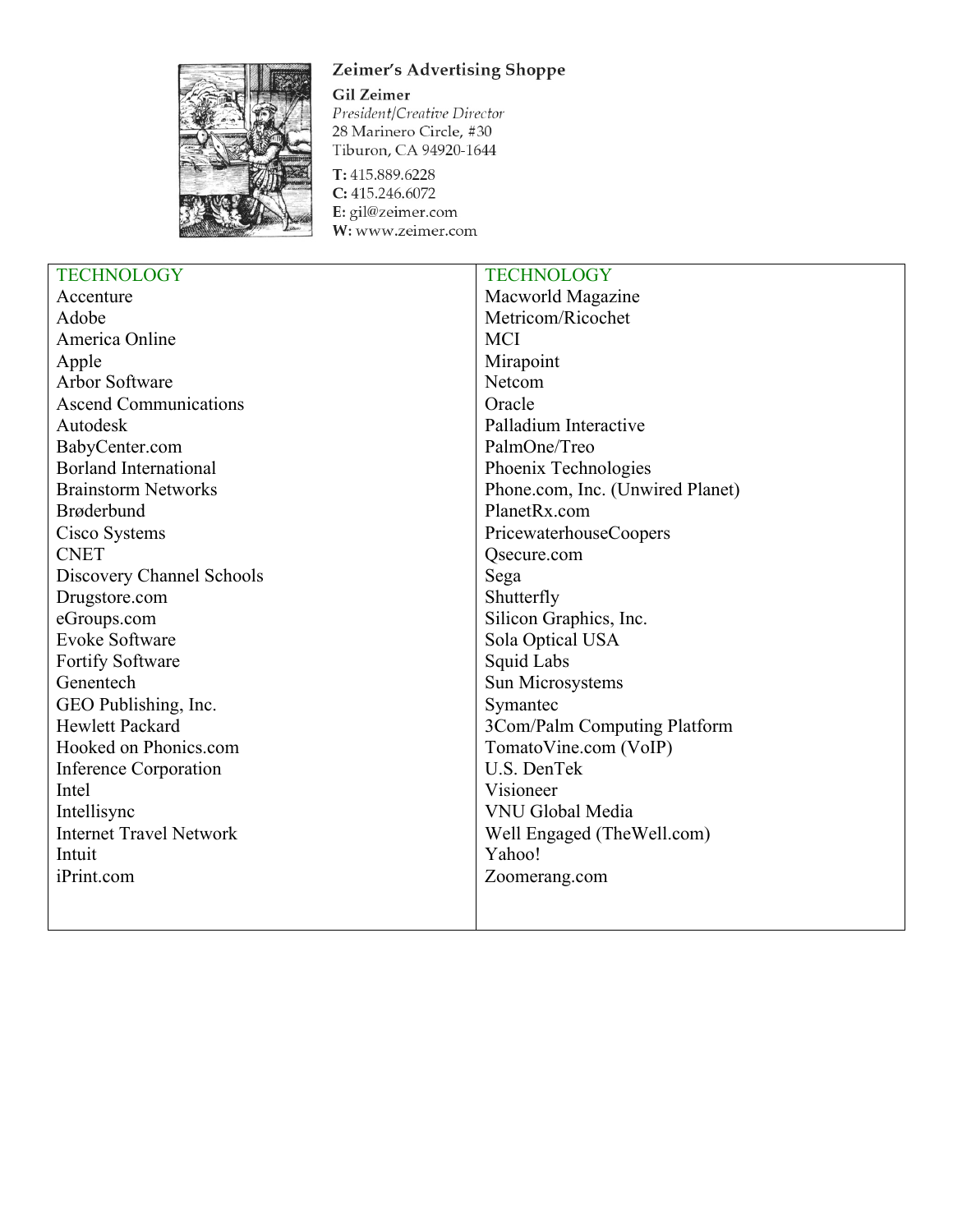**Zeimer's Advertising Shoppe**

**Gil Zeimer**
*President/Creative Director*
28 Marinero Circle, #30
Tiburon, CA 94920-1644

**T:** 415.889.6228
**C:** 415.246.6072
**E:** gil@zeimer.com
**W:** www.zeimer.com

| TECHNOLOGY | TECHNOLOGY |
|---|---|
| Accenture | Macworld Magazine |
| Adobe | Metricom/Ricochet |
| America Online | MCI |
| Apple | Mirapoint |
| Arbor Software | Netcom |
| Ascend Communications | Oracle |
| Autodesk | Palladium Interactive |
| BabyCenter.com | PalmOne/Treo |
| Borland International | Phoenix Technologies |
| Brainstorm Networks | Phone.com, Inc. (Unwired Planet) |
| Brøderbund | PlanetRx.com |
| Cisco Systems | PricewaterhouseCoopers |
| CNET | Qsecure.com |
| Discovery Channel Schools | Sega |
| Drugstore.com | Shutterfly |
| eGroups.com | Silicon Graphics, Inc. |
| Evoke Software | Sola Optical USA |
| Fortify Software | Squid Labs |
| Genentech | Sun Microsystems |
| GEO Publishing, Inc. | Symantec |
| Hewlett Packard | 3Com/Palm Computing Platform |
| Hooked on Phonics.com | TomatoVine.com (VoIP) |
| Inference Corporation | U.S. DenTek |
| Intel | Visioneer |
| Intellisync | VNU Global Media |
| Internet Travel Network | Well Engaged (TheWell.com) |
| Intuit | Yahoo! |
| iPrint.com | Zoomerang.com |